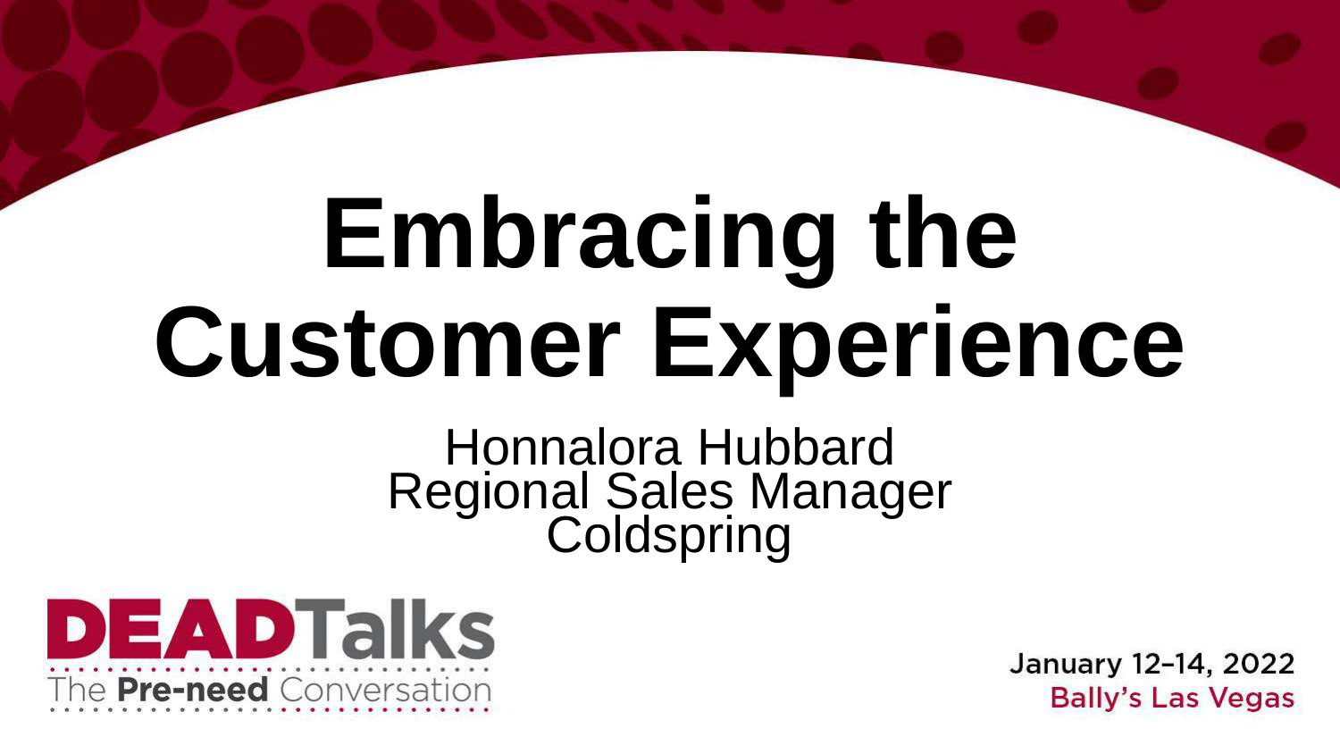# Embracing the Customer Experience

Honnalora Hubbard
Regional Sales Manager
Coldspring

DEADTalks
The **Pre-need** Conversation

January 12–14, 2022
Bally's Las Vegas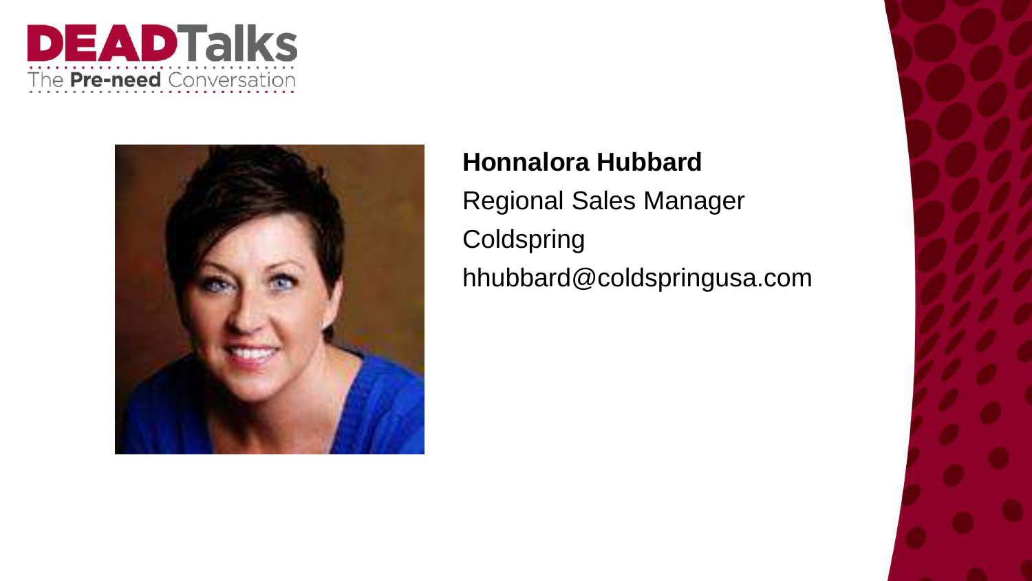**Honnalora Hubbard**

Regional Sales Manager

Coldspring

hhubbard@coldspringusa.com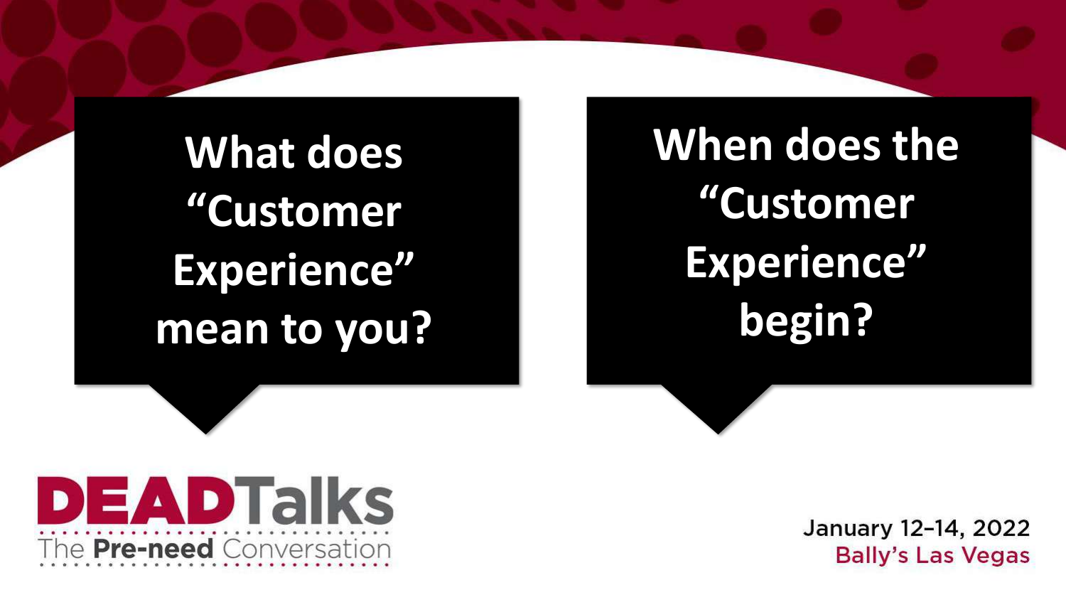**What does "Customer Experience" mean to you?**

**When does the "Customer Experience" begin?**

DEADTalks
The **Pre-need** Conversation

January 12–14, 2022
Bally's Las Vegas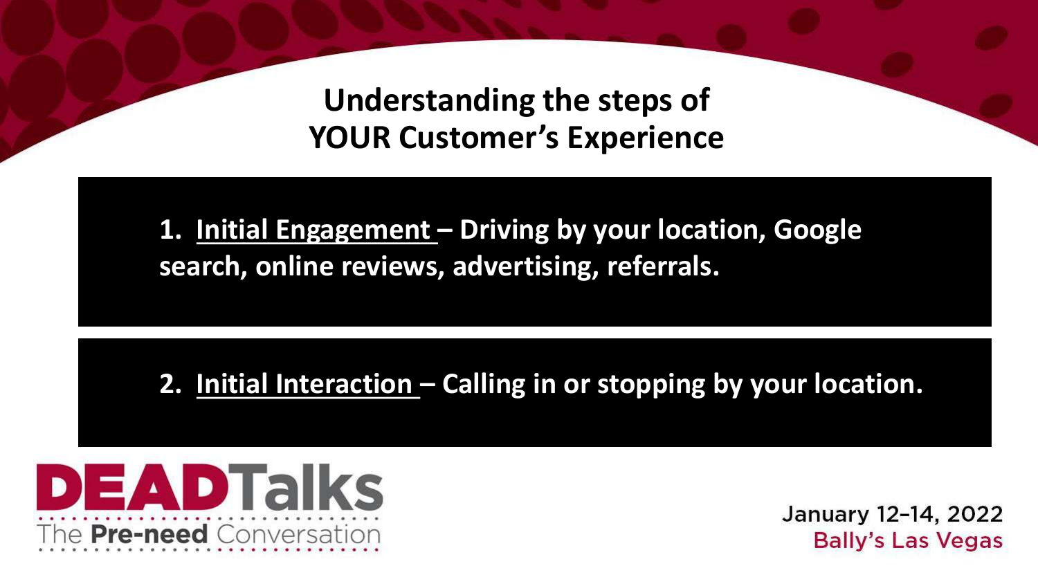## Understanding the steps of YOUR Customer's Experience

1. **Initial Engagement – Driving by your location, Google search, online reviews, advertising, referrals.**

2. **Initial Interaction – Calling in or stopping by your location.**

DEADTalks
The Pre-need Conversation

January 12–14, 2022
Bally's Las Vegas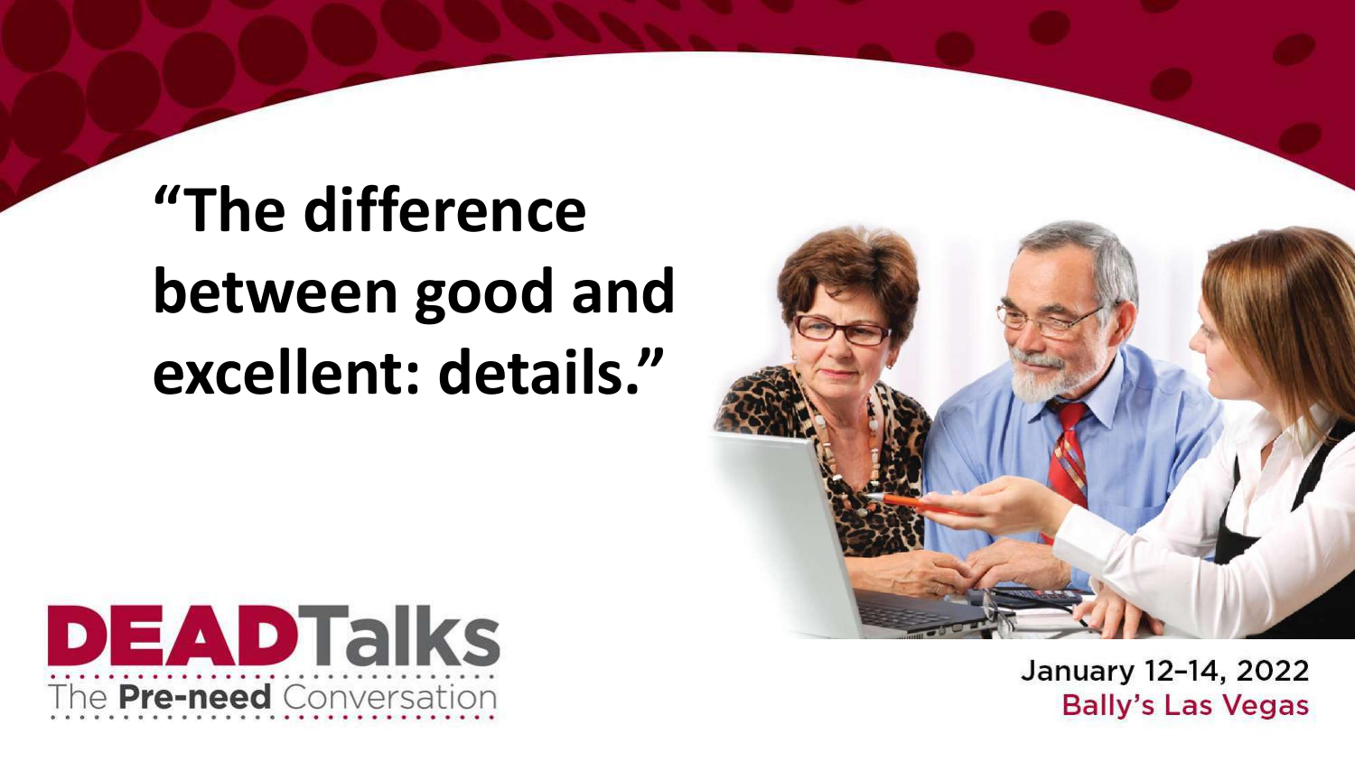# “The difference between good and excellent: details.”

**DEAD**Talks
The **Pre-need** Conversation

January 12–14, 2022
Bally’s Las Vegas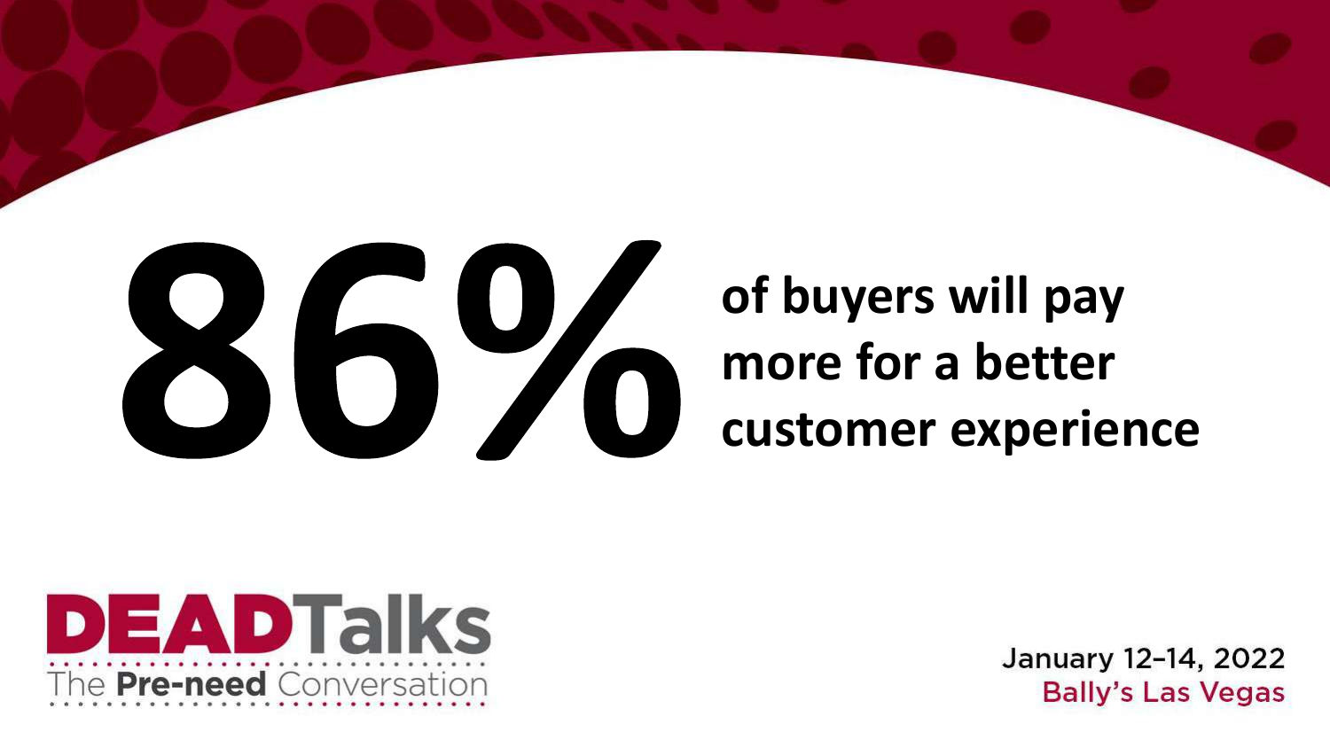# 86% of buyers will pay more for a better customer experience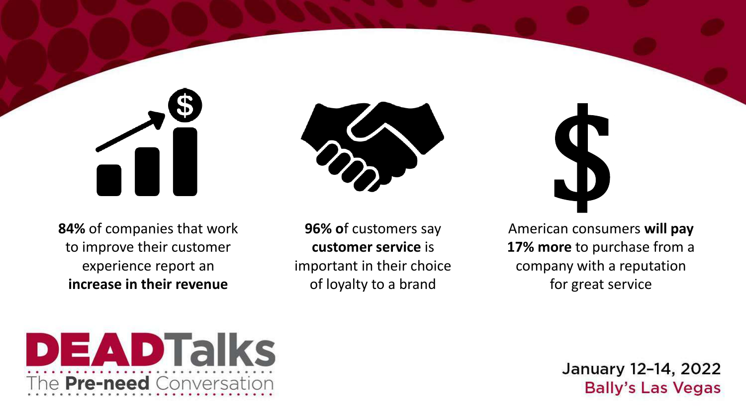**84%** of companies that work to improve their customer experience report an **increase in their revenue**

**96% o**f customers say **customer service** is important in their choice of loyalty to a brand

American consumers **will pay 17% more** to purchase from a company with a reputation for great service

DEADTalks
The **Pre-need** Conversation

January 12–14, 2022
Bally's Las Vegas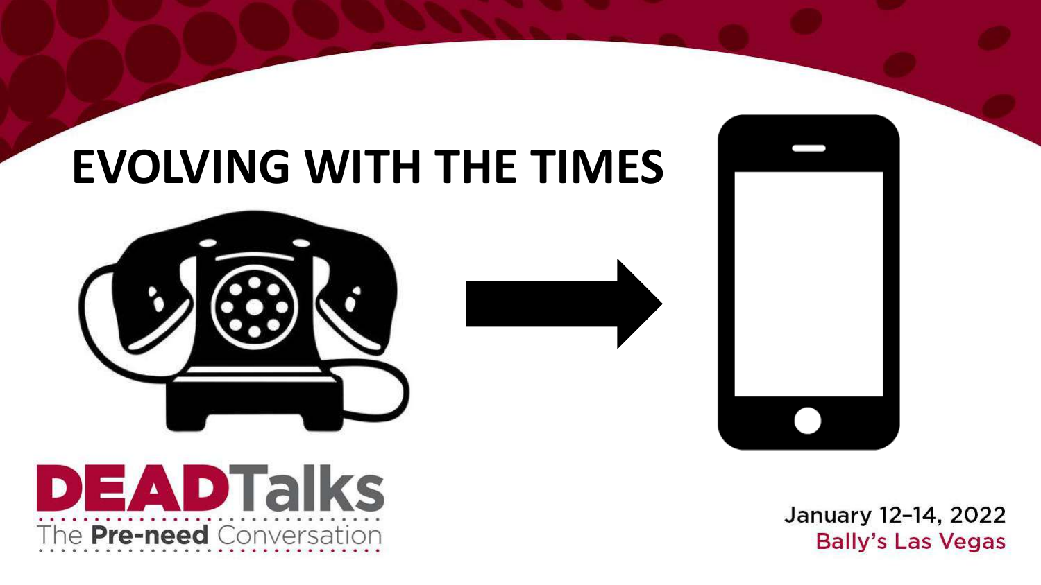# EVOLVING WITH THE TIMES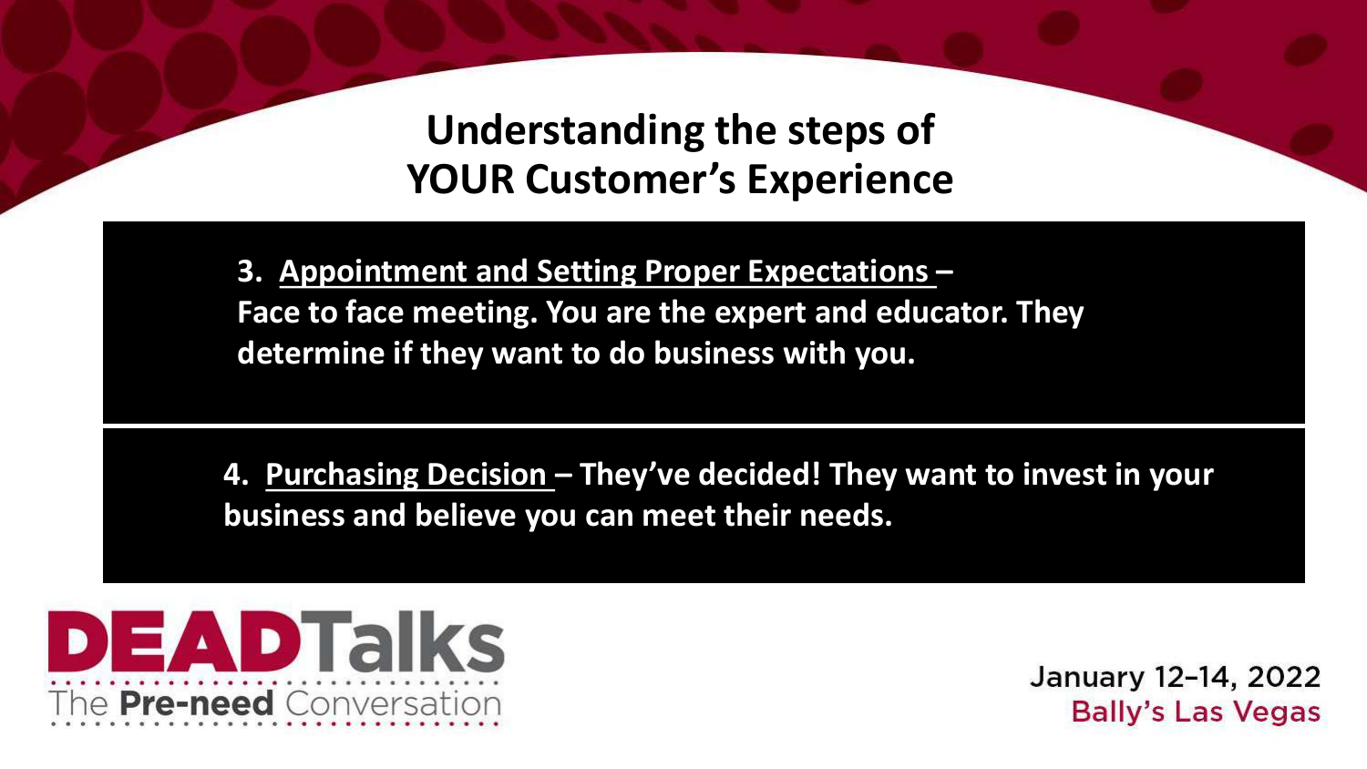# Understanding the steps of YOUR Customer's Experience

**3. Appointment and Setting Proper Expectations – Face to face meeting. You are the expert and educator. They determine if they want to do business with you.**

**4. Purchasing Decision – They've decided! They want to invest in your business and believe you can meet their needs.**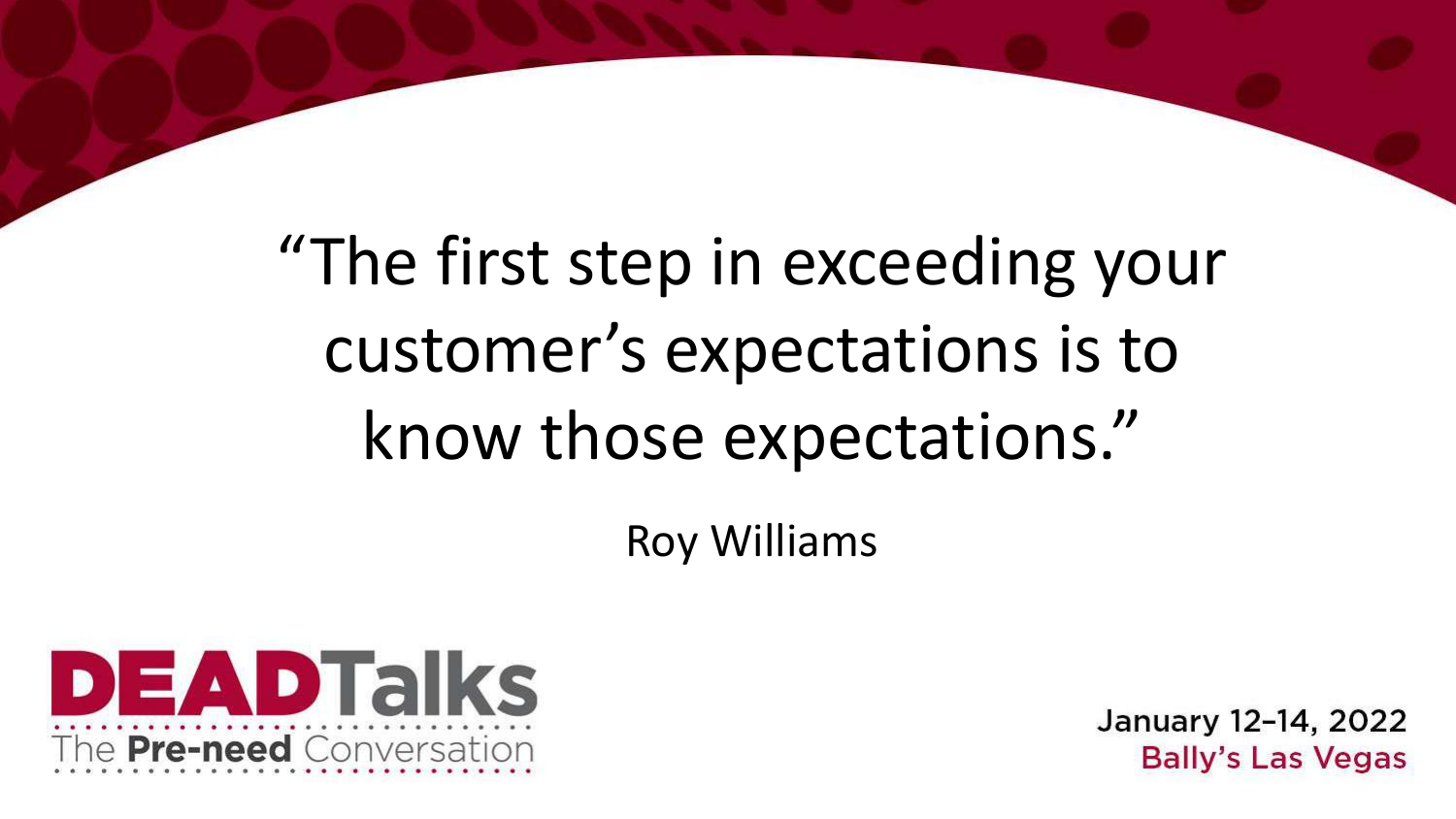"The first step in exceeding your customer's expectations is to know those expectations."

Roy Williams

DEADTalks
The **Pre-need** Conversation

January 12–14, 2022
Bally's Las Vegas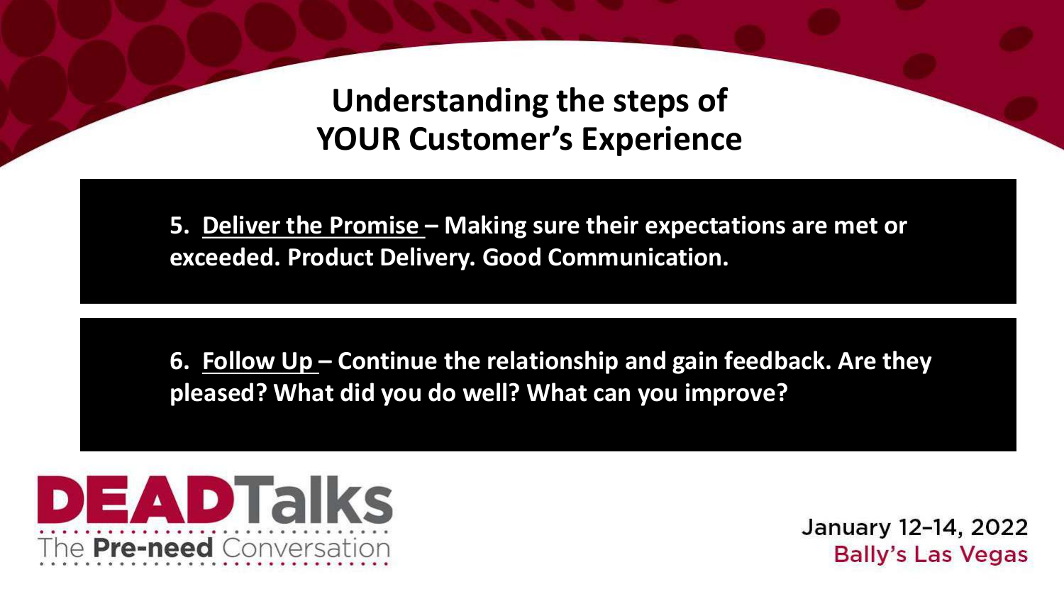# Understanding the steps of YOUR Customer's Experience

**5. Deliver the Promise – Making sure their expectations are met or exceeded. Product Delivery. Good Communication.**

**6. Follow Up – Continue the relationship and gain feedback. Are they pleased? What did you do well? What can you improve?**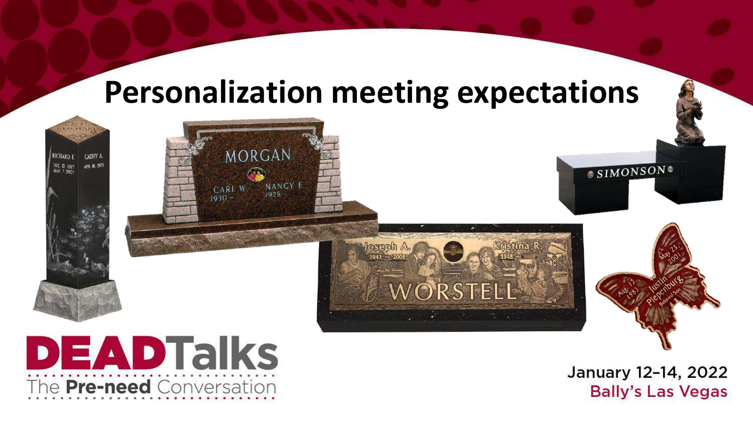# Personalization meeting expectations

DEADTalks
The **Pre-need** Conversation

January 12–14, 2022
Bally's Las Vegas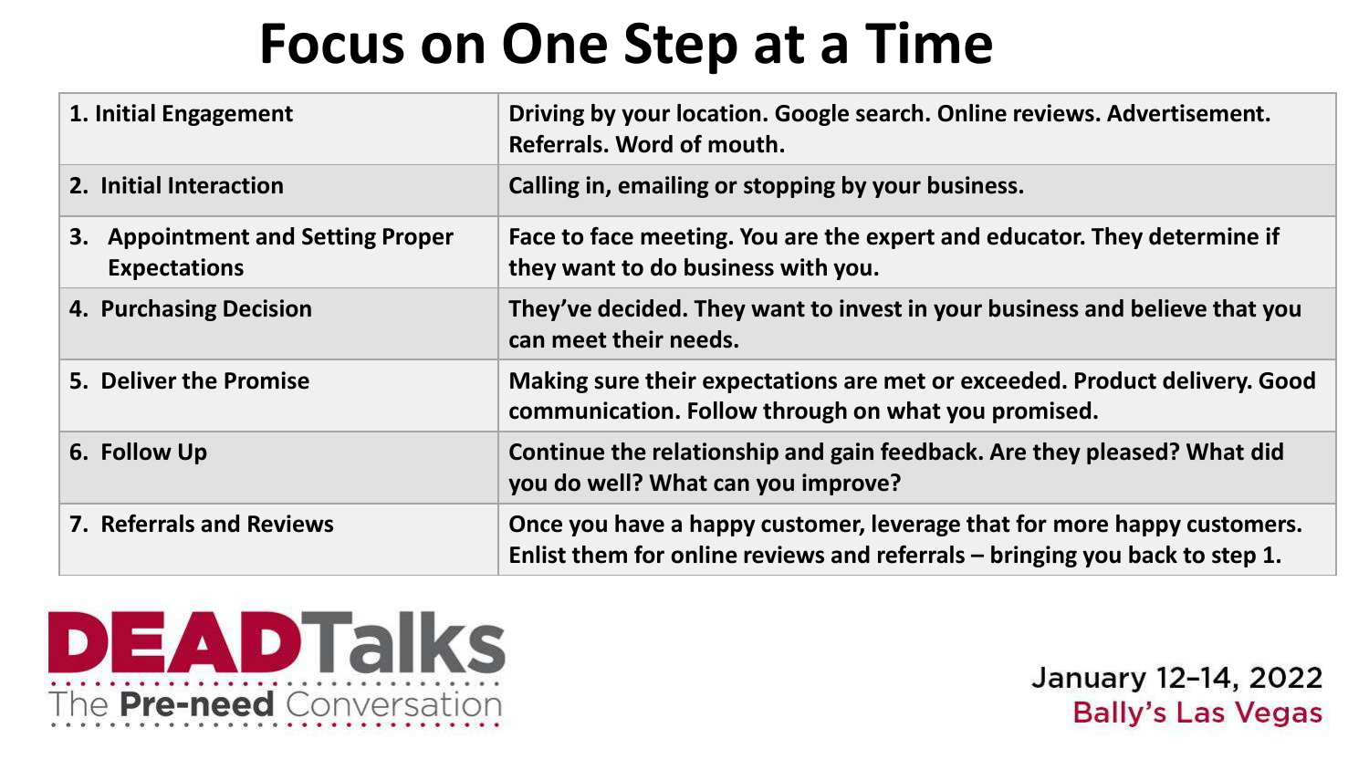# Focus on One Step at a Time

| Step | Description |
|---|---|
| 1. Initial Engagement | Driving by your location. Google search. Online reviews. Advertisement. Referrals. Word of mouth. |
| 2. Initial Interaction | Calling in, emailing or stopping by your business. |
| 3. Appointment and Setting Proper Expectations | Face to face meeting. You are the expert and educator. They determine if they want to do business with you. |
| 4. Purchasing Decision | They've decided. They want to invest in your business and believe that you can meet their needs. |
| 5. Deliver the Promise | Making sure their expectations are met or exceeded. Product delivery. Good communication. Follow through on what you promised. |
| 6. Follow Up | Continue the relationship and gain feedback. Are they pleased? What did you do well? What can you improve? |
| 7. Referrals and Reviews | Once you have a happy customer, leverage that for more happy customers. Enlist them for online reviews and referrals – bringing you back to step 1. |

DEADTalks
The Pre-need Conversation

January 12–14, 2022
Bally's Las Vegas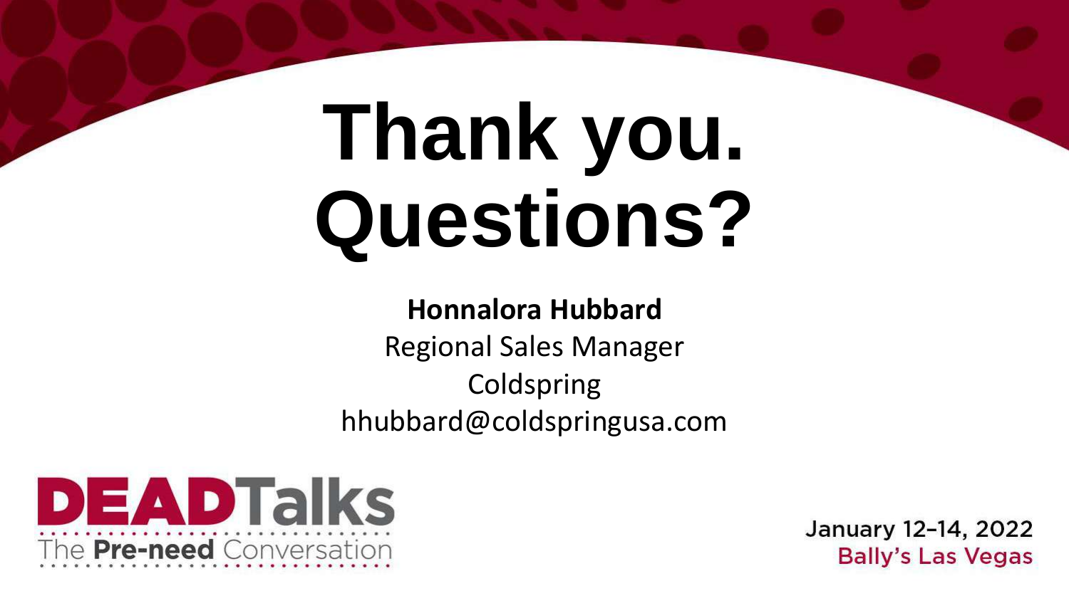# Thank you. Questions?

**Honnalora Hubbard**

Regional Sales Manager

Coldspring

hhubbard@coldspringusa.com

DEADTalks
The Pre-need Conversation

January 12–14, 2022
Bally's Las Vegas